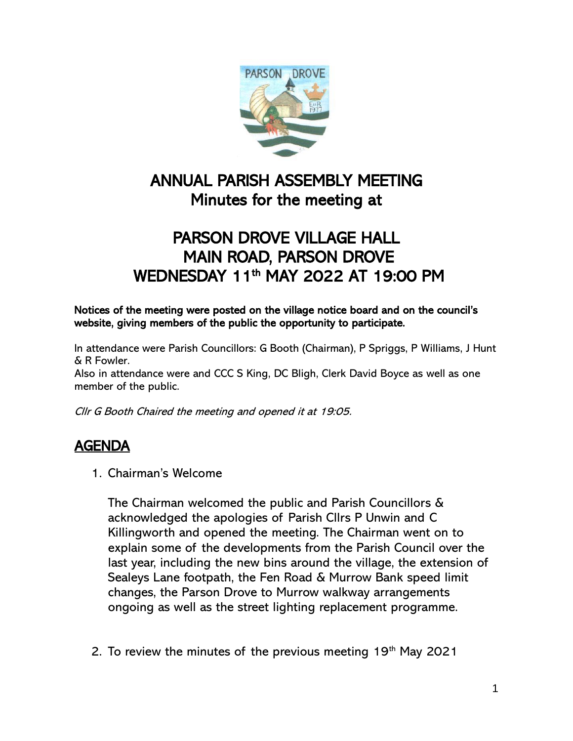# ANNUAL PARISH ASSEMBLY MEETING
## Minutes for the meeting at

# PARSON DROVE VILLAGE HALL
# MAIN ROAD, PARSON DROVE
# WEDNESDAY 11th MAY 2022 AT 19:00 PM

**Notices of the meeting were posted on the village notice board and on the council's website, giving members of the public the opportunity to participate.**

In attendance were Parish Councillors: G Booth (Chairman), P Spriggs, P Williams, J Hunt & R Fowler.
Also in attendance were and CCC S King, DC Bligh, Clerk David Boyce as well as one member of the public.

*Cllr G Booth Chaired the meeting and opened it at 19:05.*

## AGENDA

1. Chairman's Welcome

   The Chairman welcomed the public and Parish Councillors & acknowledged the apologies of Parish Cllrs P Unwin and C Killingworth and opened the meeting. The Chairman went on to explain some of the developments from the Parish Council over the last year, including the new bins around the village, the extension of Sealeys Lane footpath, the Fen Road & Murrow Bank speed limit changes, the Parson Drove to Murrow walkway arrangements ongoing as well as the street lighting replacement programme.

2. To review the minutes of the previous meeting 19th May 2021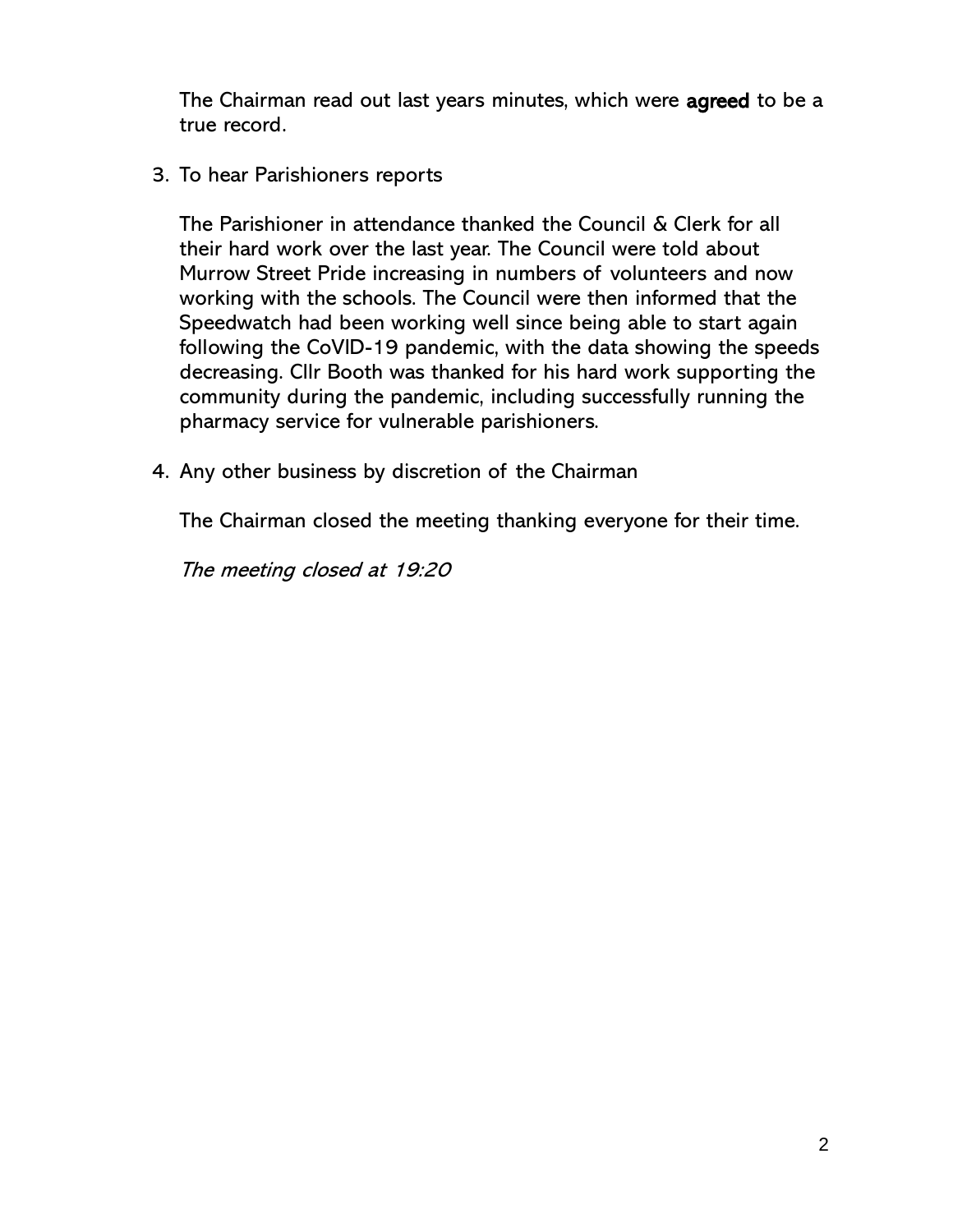The Chairman read out last years minutes, which were **agreed** to be a true record.

3. To hear Parishioners reports

   The Parishioner in attendance thanked the Council & Clerk for all their hard work over the last year. The Council were told about Murrow Street Pride increasing in numbers of volunteers and now working with the schools. The Council were then informed that the Speedwatch had been working well since being able to start again following the CoVID-19 pandemic, with the data showing the speeds decreasing. Cllr Booth was thanked for his hard work supporting the community during the pandemic, including successfully running the pharmacy service for vulnerable parishioners.

4. Any other business by discretion of the Chairman

   The Chairman closed the meeting thanking everyone for their time.

   *The meeting closed at 19:20*